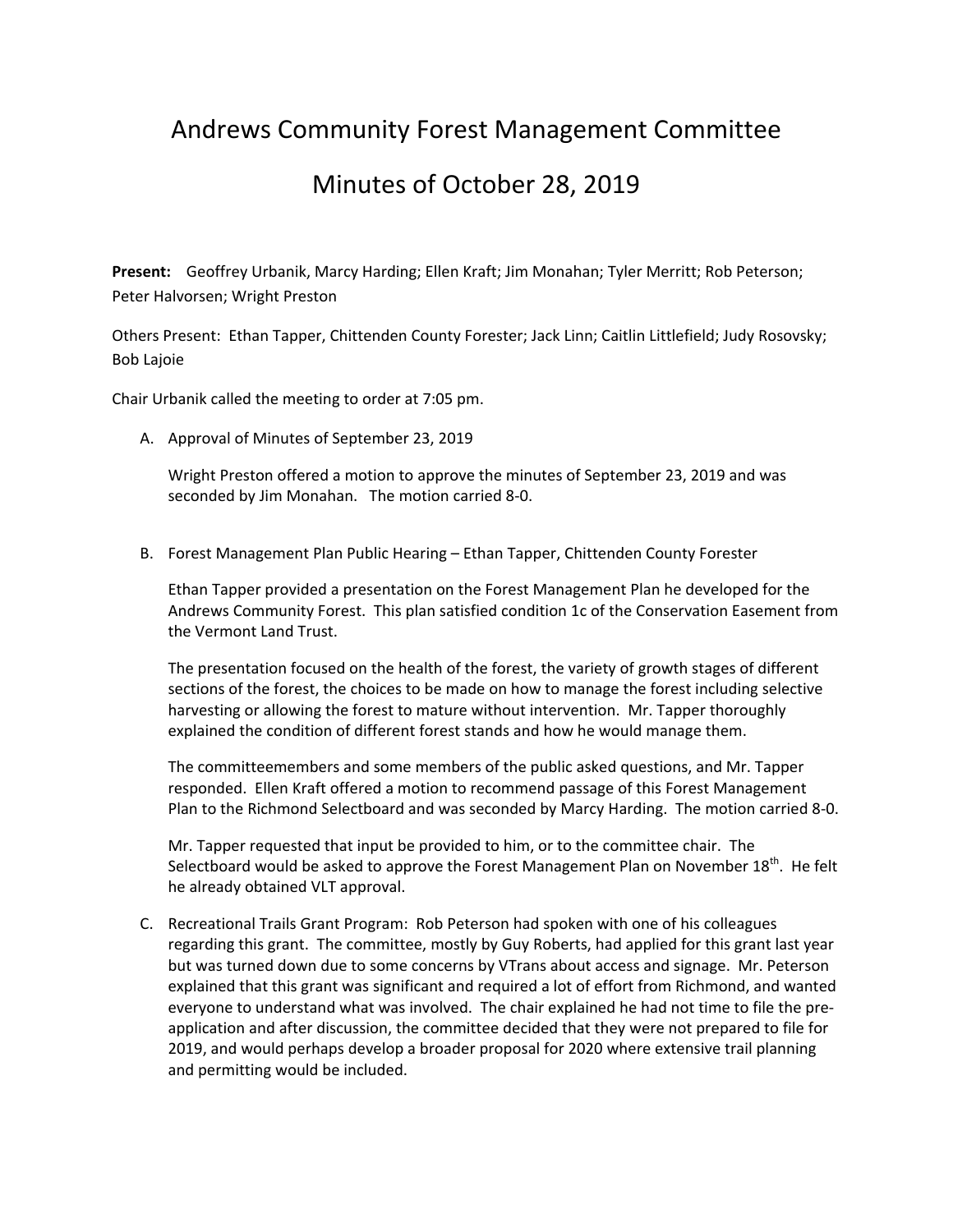# Andrews Community Forest Management Committee

# Minutes of October 28, 2019

**Present:** Geoffrey Urbanik, Marcy Harding; Ellen Kraft; Jim Monahan; Tyler Merritt; Rob Peterson; Peter Halvorsen; Wright Preston

Others Present: Ethan Tapper, Chittenden County Forester; Jack Linn; Caitlin Littlefield; Judy Rosovsky; Bob Lajoie

Chair Urbanik called the meeting to order at 7:05 pm.

A. Approval of Minutes of September 23, 2019

   Wright Preston offered a motion to approve the minutes of September 23, 2019 and was seconded by Jim Monahan. The motion carried 8-0.

B. Forest Management Plan Public Hearing – Ethan Tapper, Chittenden County Forester

   Ethan Tapper provided a presentation on the Forest Management Plan he developed for the Andrews Community Forest. This plan satisfied condition 1c of the Conservation Easement from the Vermont Land Trust.

   The presentation focused on the health of the forest, the variety of growth stages of different sections of the forest, the choices to be made on how to manage the forest including selective harvesting or allowing the forest to mature without intervention. Mr. Tapper thoroughly explained the condition of different forest stands and how he would manage them.

   The committeemembers and some members of the public asked questions, and Mr. Tapper responded. Ellen Kraft offered a motion to recommend passage of this Forest Management Plan to the Richmond Selectboard and was seconded by Marcy Harding. The motion carried 8-0.

   Mr. Tapper requested that input be provided to him, or to the committee chair. The Selectboard would be asked to approve the Forest Management Plan on November 18th. He felt he already obtained VLT approval.

C. Recreational Trails Grant Program: Rob Peterson had spoken with one of his colleagues regarding this grant. The committee, mostly by Guy Roberts, had applied for this grant last year but was turned down due to some concerns by VTrans about access and signage. Mr. Peterson explained that this grant was significant and required a lot of effort from Richmond, and wanted everyone to understand what was involved. The chair explained he had not time to file the pre-application and after discussion, the committee decided that they were not prepared to file for 2019, and would perhaps develop a broader proposal for 2020 where extensive trail planning and permitting would be included.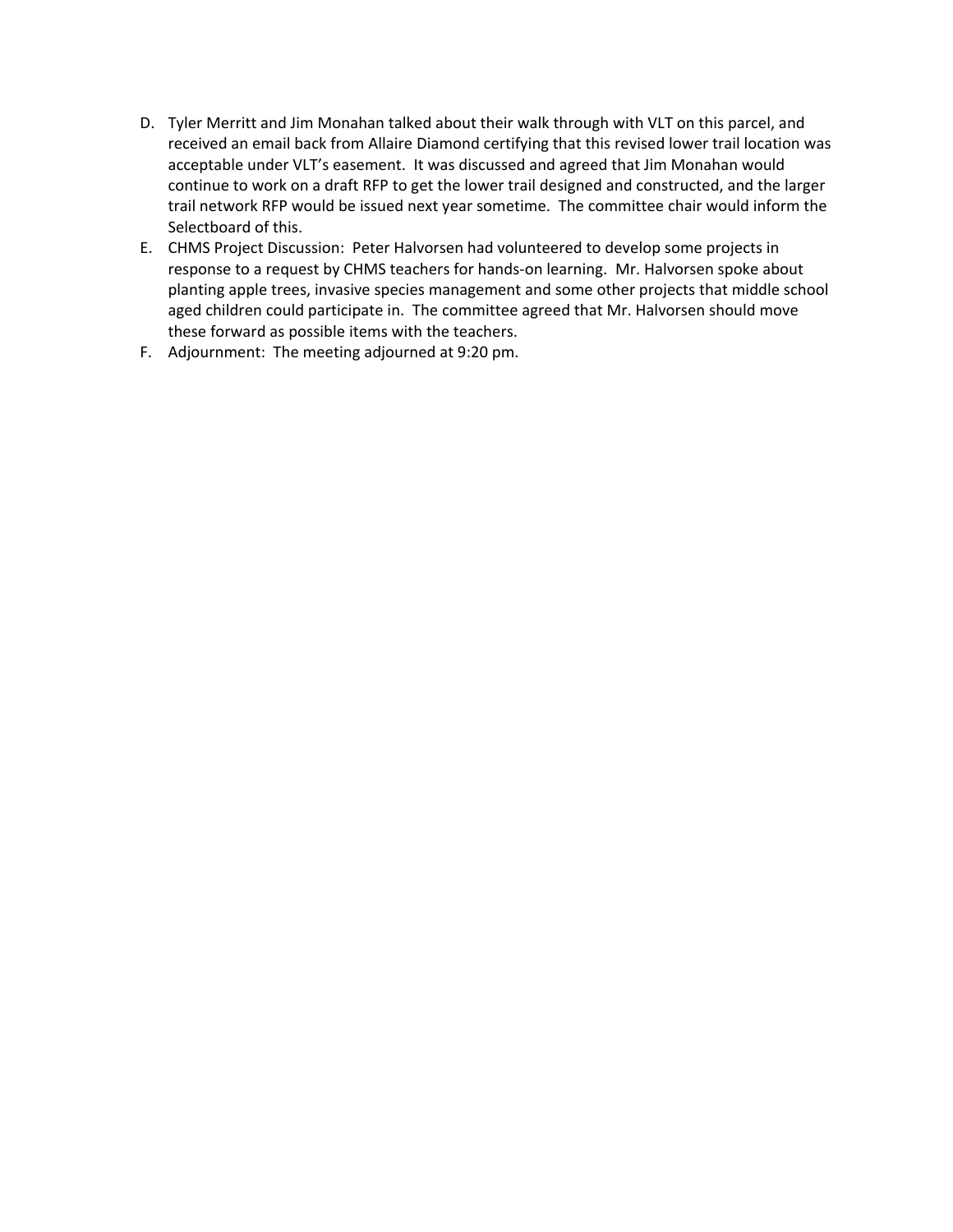D. Tyler Merritt and Jim Monahan talked about their walk through with VLT on this parcel, and received an email back from Allaire Diamond certifying that this revised lower trail location was acceptable under VLT's easement. It was discussed and agreed that Jim Monahan would continue to work on a draft RFP to get the lower trail designed and constructed, and the larger trail network RFP would be issued next year sometime. The committee chair would inform the Selectboard of this.

E. CHMS Project Discussion: Peter Halvorsen had volunteered to develop some projects in response to a request by CHMS teachers for hands-on learning. Mr. Halvorsen spoke about planting apple trees, invasive species management and some other projects that middle school aged children could participate in. The committee agreed that Mr. Halvorsen should move these forward as possible items with the teachers.

F. Adjournment: The meeting adjourned at 9:20 pm.